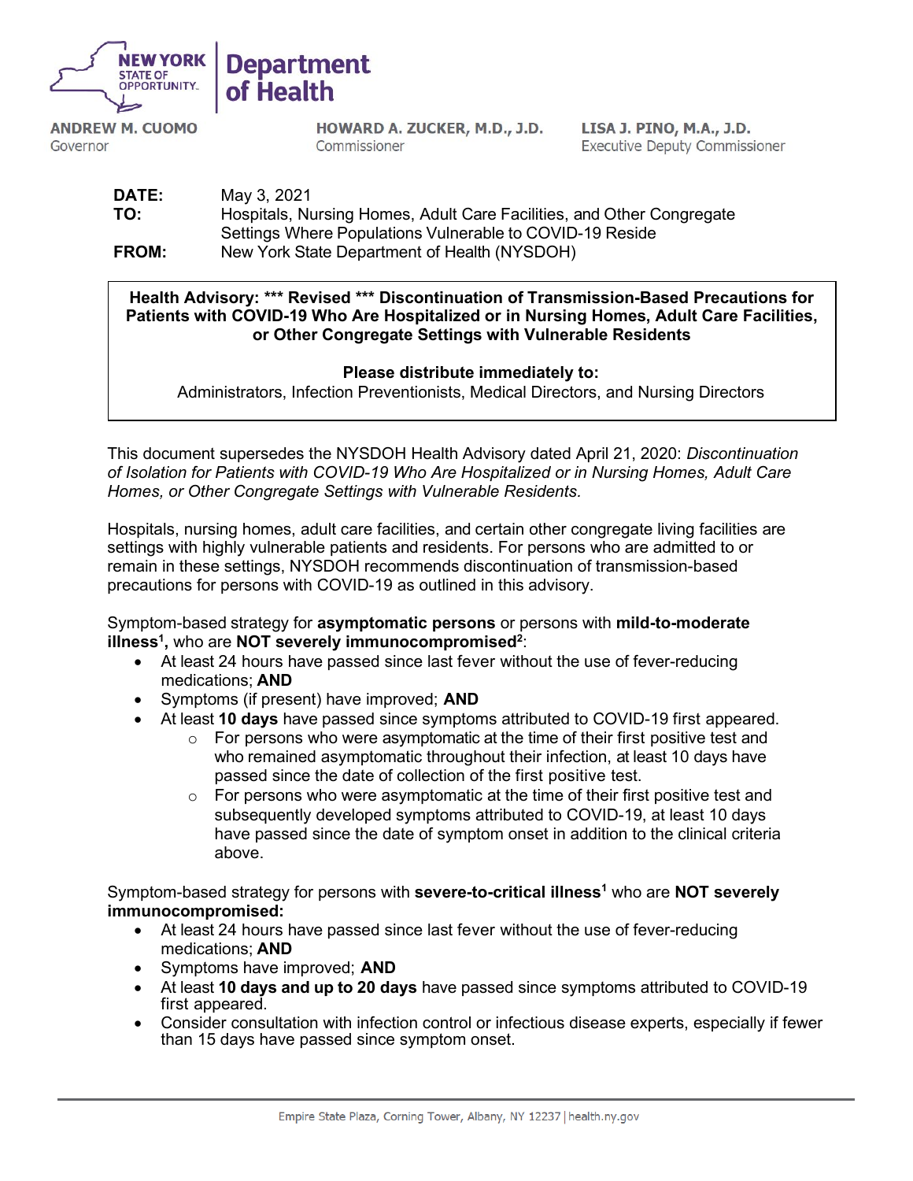NEW YORK STATE OF OPPORTUNITY. | Department of Health

**ANDREW M. CUOMO**
Governor

**HOWARD A. ZUCKER, M.D., J.D.**
Commissioner

**LISA J. PINO, M.A., J.D.**
Executive Deputy Commissioner

**DATE:** May 3, 2021
**TO:** Hospitals, Nursing Homes, Adult Care Facilities, and Other Congregate Settings Where Populations Vulnerable to COVID-19 Reside
**FROM:** New York State Department of Health (NYSDOH)

**Health Advisory: \*\*\* Revised \*\*\* Discontinuation of Transmission-Based Precautions for Patients with COVID-19 Who Are Hospitalized or in Nursing Homes, Adult Care Facilities, or Other Congregate Settings with Vulnerable Residents**

**Please distribute immediately to:**
Administrators, Infection Preventionists, Medical Directors, and Nursing Directors

This document supersedes the NYSDOH Health Advisory dated April 21, 2020: *Discontinuation of Isolation for Patients with COVID-19 Who Are Hospitalized or in Nursing Homes, Adult Care Homes, or Other Congregate Settings with Vulnerable Residents.*

Hospitals, nursing homes, adult care facilities, and certain other congregate living facilities are settings with highly vulnerable patients and residents. For persons who are admitted to or remain in these settings, NYSDOH recommends discontinuation of transmission-based precautions for persons with COVID-19 as outlined in this advisory.

Symptom-based strategy for **asymptomatic persons** or persons with **mild-to-moderate illness**[1]**,** who are **NOT severely immunocompromised**[2]:

- At least 24 hours have passed since last fever without the use of fever-reducing medications; **AND**
- Symptoms (if present) have improved; **AND**
- At least **10 days** have passed since symptoms attributed to COVID-19 first appeared.
  - For persons who were asymptomatic at the time of their first positive test and who remained asymptomatic throughout their infection, at least 10 days have passed since the date of collection of the first positive test.
  - For persons who were asymptomatic at the time of their first positive test and subsequently developed symptoms attributed to COVID-19, at least 10 days have passed since the date of symptom onset in addition to the clinical criteria above.

Symptom-based strategy for persons with **severe-to-critical illness**[1] who are **NOT severely immunocompromised:**

- At least 24 hours have passed since last fever without the use of fever-reducing medications; **AND**
- Symptoms have improved; **AND**
- At least **10 days and up to 20 days** have passed since symptoms attributed to COVID-19 first appeared.
- Consider consultation with infection control or infectious disease experts, especially if fewer than 15 days have passed since symptom onset.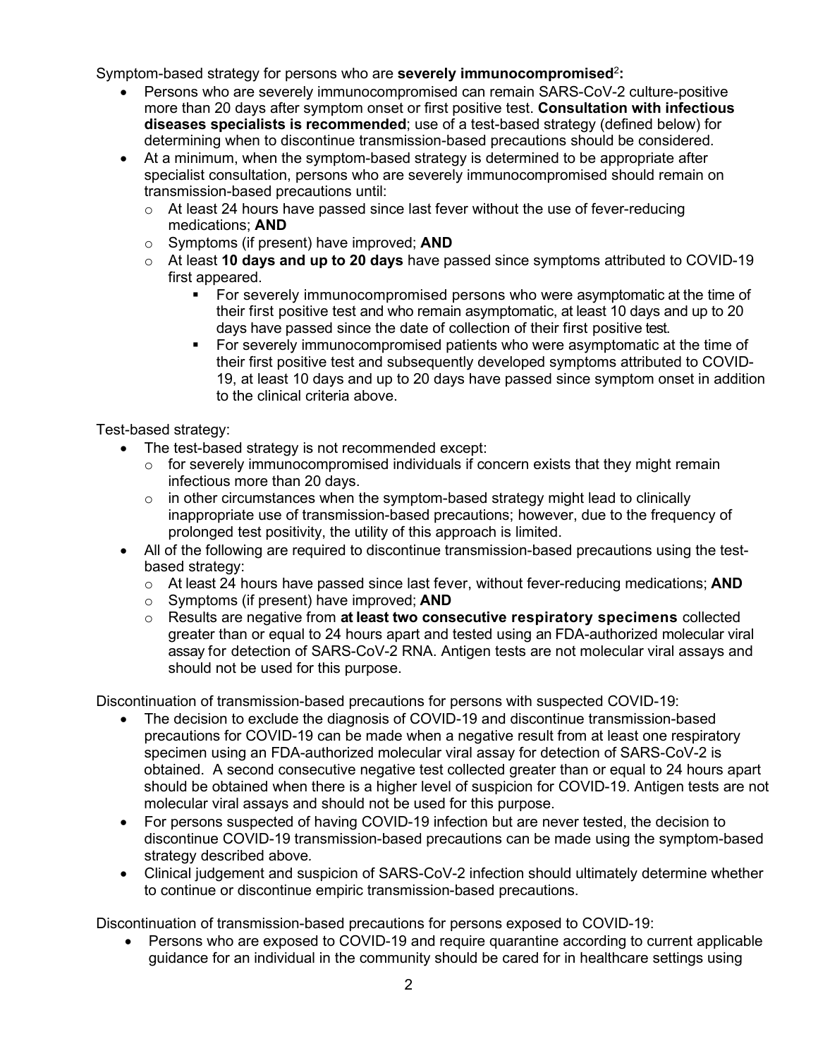Symptom-based strategy for persons who are **severely immunocompromised**[2]**:**

- Persons who are severely immunocompromised can remain SARS-CoV-2 culture-positive more than 20 days after symptom onset or first positive test. **Consultation with infectious diseases specialists is recommended**; use of a test-based strategy (defined below) for determining when to discontinue transmission-based precautions should be considered.
- At a minimum, when the symptom-based strategy is determined to be appropriate after specialist consultation, persons who are severely immunocompromised should remain on transmission-based precautions until:
  - At least 24 hours have passed since last fever without the use of fever-reducing medications; **AND**
  - Symptoms (if present) have improved; **AND**
  - At least **10 days and up to 20 days** have passed since symptoms attributed to COVID-19 first appeared.
    - For severely immunocompromised persons who were asymptomatic at the time of their first positive test and who remain asymptomatic, at least 10 days and up to 20 days have passed since the date of collection of their first positive test.
    - For severely immunocompromised patients who were asymptomatic at the time of their first positive test and subsequently developed symptoms attributed to COVID-19, at least 10 days and up to 20 days have passed since symptom onset in addition to the clinical criteria above.

Test-based strategy:

- The test-based strategy is not recommended except:
  - for severely immunocompromised individuals if concern exists that they might remain infectious more than 20 days.
  - in other circumstances when the symptom-based strategy might lead to clinically inappropriate use of transmission-based precautions; however, due to the frequency of prolonged test positivity, the utility of this approach is limited.
- All of the following are required to discontinue transmission-based precautions using the test-based strategy:
  - At least 24 hours have passed since last fever, without fever-reducing medications; **AND**
  - Symptoms (if present) have improved; **AND**
  - Results are negative from **at least two consecutive respiratory specimens** collected greater than or equal to 24 hours apart and tested using an FDA-authorized molecular viral assay for detection of SARS-CoV-2 RNA. Antigen tests are not molecular viral assays and should not be used for this purpose.

Discontinuation of transmission-based precautions for persons with suspected COVID-19:

- The decision to exclude the diagnosis of COVID-19 and discontinue transmission-based precautions for COVID-19 can be made when a negative result from at least one respiratory specimen using an FDA-authorized molecular viral assay for detection of SARS-CoV-2 is obtained. A second consecutive negative test collected greater than or equal to 24 hours apart should be obtained when there is a higher level of suspicion for COVID-19. Antigen tests are not molecular viral assays and should not be used for this purpose.
- For persons suspected of having COVID-19 infection but are never tested, the decision to discontinue COVID-19 transmission-based precautions can be made using the symptom-based strategy described above.
- Clinical judgement and suspicion of SARS-CoV-2 infection should ultimately determine whether to continue or discontinue empiric transmission-based precautions.

Discontinuation of transmission-based precautions for persons exposed to COVID-19:

- Persons who are exposed to COVID-19 and require quarantine according to current applicable guidance for an individual in the community should be cared for in healthcare settings using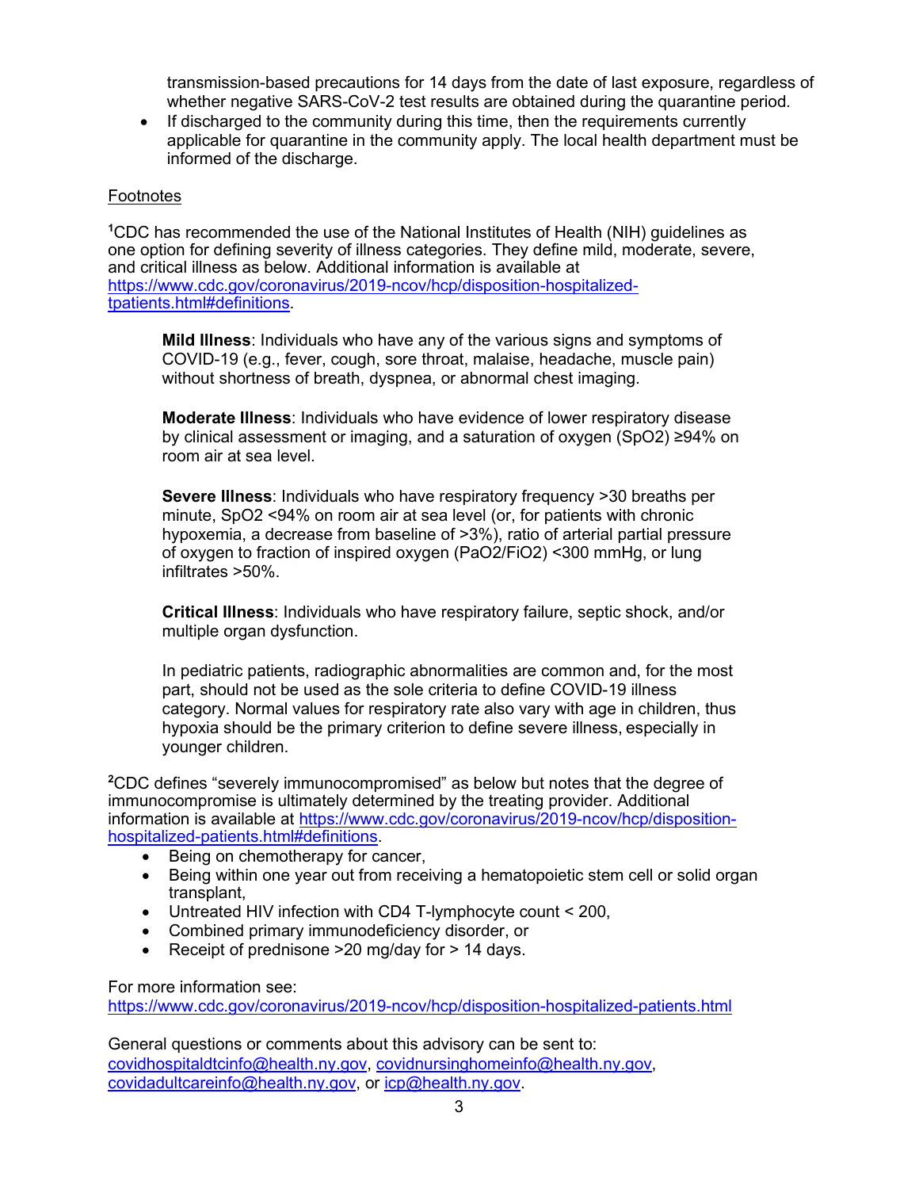transmission-based precautions for 14 days from the date of last exposure, regardless of whether negative SARS-CoV-2 test results are obtained during the quarantine period.

- If discharged to the community during this time, then the requirements currently applicable for quarantine in the community apply. The local health department must be informed of the discharge.

Footnotes

[1]CDC has recommended the use of the National Institutes of Health (NIH) guidelines as one option for defining severity of illness categories. They define mild, moderate, severe, and critical illness as below. Additional information is available at https://www.cdc.gov/coronavirus/2019-ncov/hcp/disposition-hospitalized-tpatients.html#definitions.

> **Mild Illness**: Individuals who have any of the various signs and symptoms of COVID-19 (e.g., fever, cough, sore throat, malaise, headache, muscle pain) without shortness of breath, dyspnea, or abnormal chest imaging.
>
> **Moderate Illness**: Individuals who have evidence of lower respiratory disease by clinical assessment or imaging, and a saturation of oxygen (SpO2) ≥94% on room air at sea level.
>
> **Severe Illness**: Individuals who have respiratory frequency >30 breaths per minute, SpO2 <94% on room air at sea level (or, for patients with chronic hypoxemia, a decrease from baseline of >3%), ratio of arterial partial pressure of oxygen to fraction of inspired oxygen (PaO2/FiO2) <300 mmHg, or lung infiltrates >50%.
>
> **Critical Illness**: Individuals who have respiratory failure, septic shock, and/or multiple organ dysfunction.
>
> In pediatric patients, radiographic abnormalities are common and, for the most part, should not be used as the sole criteria to define COVID-19 illness category. Normal values for respiratory rate also vary with age in children, thus hypoxia should be the primary criterion to define severe illness, especially in younger children.

[2]CDC defines "severely immunocompromised" as below but notes that the degree of immunocompromise is ultimately determined by the treating provider. Additional information is available at https://www.cdc.gov/coronavirus/2019-ncov/hcp/disposition-hospitalized-patients.html#definitions.

- Being on chemotherapy for cancer,
- Being within one year out from receiving a hematopoietic stem cell or solid organ transplant,
- Untreated HIV infection with CD4 T-lymphocyte count < 200,
- Combined primary immunodeficiency disorder, or
- Receipt of prednisone >20 mg/day for > 14 days.

For more information see:
https://www.cdc.gov/coronavirus/2019-ncov/hcp/disposition-hospitalized-patients.html

General questions or comments about this advisory can be sent to:
covidhospitaldtcinfo@health.ny.gov, covidnursinghomeinfo@health.ny.gov, covidadultcareinfo@health.ny.gov, or icp@health.ny.gov.